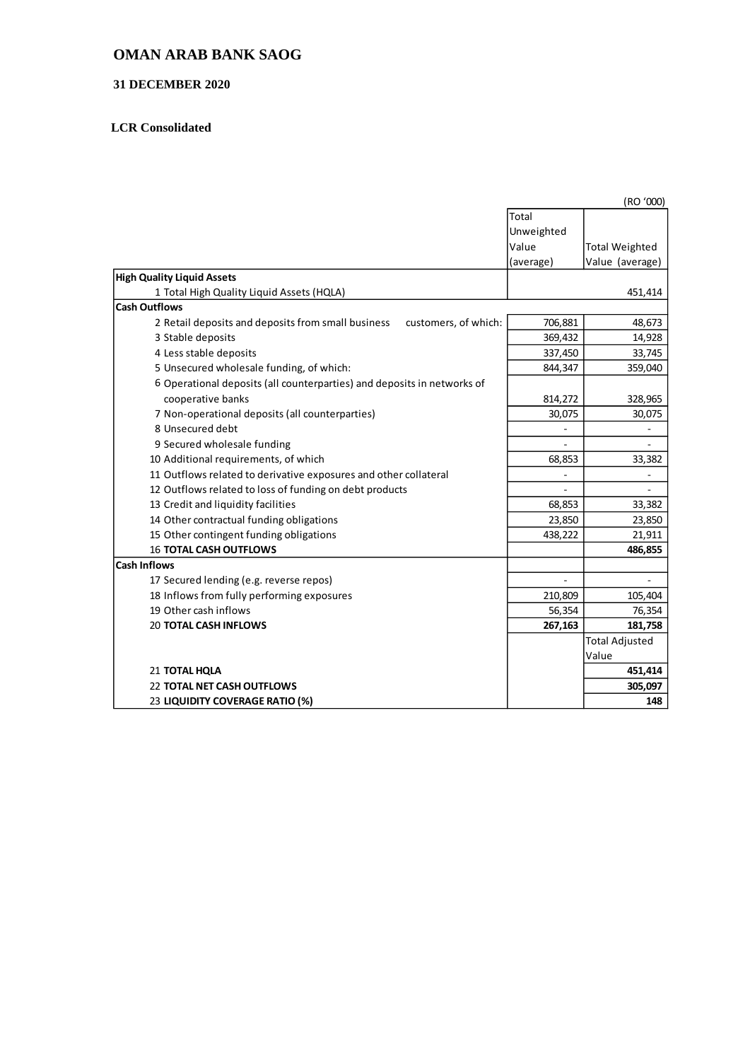# OMAN ARAB BANK SAOG

### 31 DECEMBER 2020

### LCR Consolidated

(RO '000)

| | Total Unweighted Value (average) | Total Weighted Value (average) |
|---|---|---|
| **High Quality Liquid Assets** | | |
| 1 Total High Quality Liquid Assets (HQLA) | | 451,414 |
| **Cash Outflows** | | |
| 2 Retail deposits and deposits from small business customers, of which: | 706,881 | 48,673 |
| 3 Stable deposits | 369,432 | 14,928 |
| 4 Less stable deposits | 337,450 | 33,745 |
| 5 Unsecured wholesale funding, of which: | 844,347 | 359,040 |
| 6 Operational deposits (all counterparties) and deposits in networks of cooperative banks | 814,272 | 328,965 |
| 7 Non-operational deposits (all counterparties) | 30,075 | 30,075 |
| 8 Unsecured debt | - | - |
| 9 Secured wholesale funding | - | - |
| 10 Additional requirements, of which | 68,853 | 33,382 |
| 11 Outflows related to derivative exposures and other collateral | - | - |
| 12 Outflows related to loss of funding on debt products | - | - |
| 13 Credit and liquidity facilities | 68,853 | 33,382 |
| 14 Other contractual funding obligations | 23,850 | 23,850 |
| 15 Other contingent funding obligations | 438,222 | 21,911 |
| 16 **TOTAL CASH OUTFLOWS** | | **486,855** |
| **Cash Inflows** | | |
| 17 Secured lending (e.g. reverse repos) | - | - |
| 18 Inflows from fully performing exposures | 210,809 | 105,404 |
| 19 Other cash inflows | 56,354 | 76,354 |
| 20 **TOTAL CASH INFLOWS** | **267,163** | **181,758** |
| | | Total Adjusted Value |
| 21 **TOTAL HQLA** | | **451,414** |
| 22 **TOTAL NET CASH OUTFLOWS** | | **305,097** |
| 23 **LIQUIDITY COVERAGE RATIO (%)** | | **148** |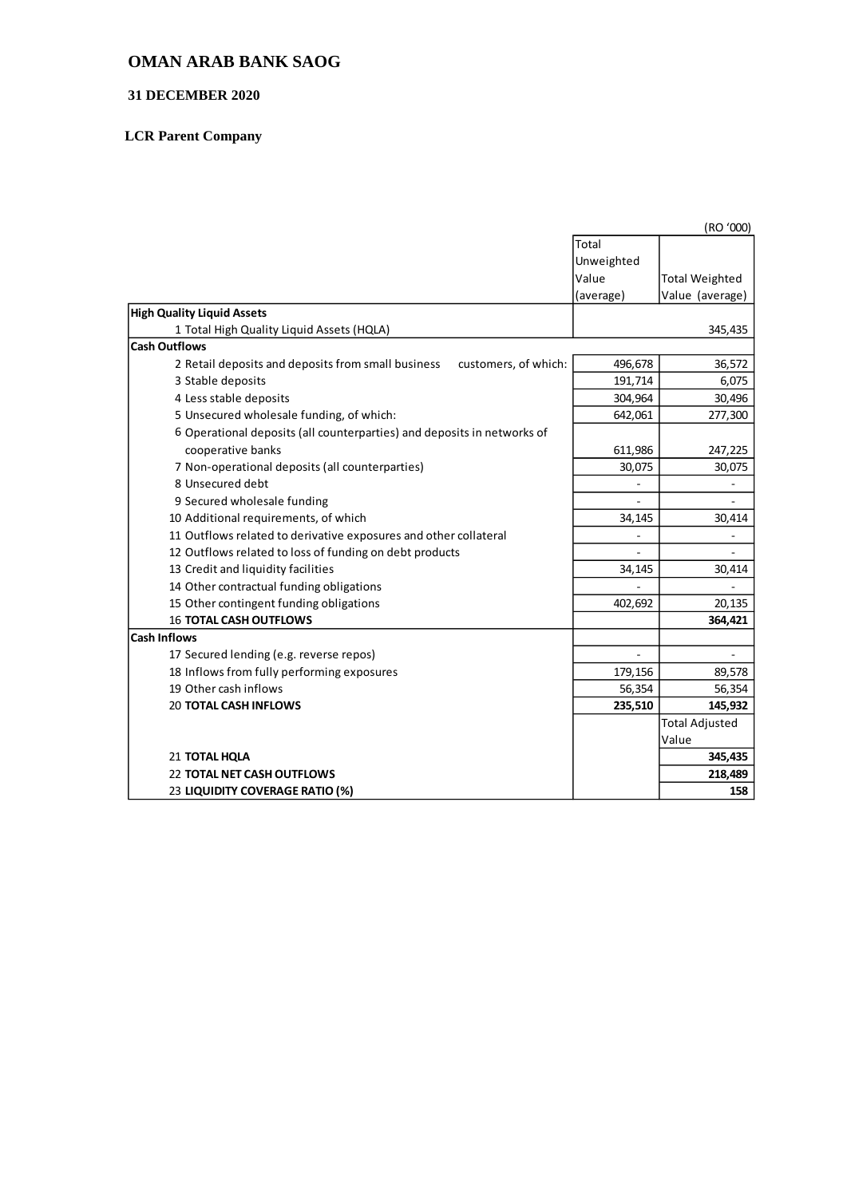# OMAN ARAB BANK SAOG

### 31 DECEMBER 2020

### LCR Parent Company

(RO '000)

| | Total Unweighted Value (average) | Total Weighted Value (average) |
|---|---|---|
| **High Quality Liquid Assets** | | |
| 1 Total High Quality Liquid Assets (HQLA) | | 345,435 |
| **Cash Outflows** | | |
| 2 Retail deposits and deposits from small business customers, of which: | 496,678 | 36,572 |
| 3 Stable deposits | 191,714 | 6,075 |
| 4 Less stable deposits | 304,964 | 30,496 |
| 5 Unsecured wholesale funding, of which: | 642,061 | 277,300 |
| 6 Operational deposits (all counterparties) and deposits in networks of cooperative banks | 611,986 | 247,225 |
| 7 Non-operational deposits (all counterparties) | 30,075 | 30,075 |
| 8 Unsecured debt | - | - |
| 9 Secured wholesale funding | - | - |
| 10 Additional requirements, of which | 34,145 | 30,414 |
| 11 Outflows related to derivative exposures and other collateral | - | - |
| 12 Outflows related to loss of funding on debt products | - | - |
| 13 Credit and liquidity facilities | 34,145 | 30,414 |
| 14 Other contractual funding obligations | - | - |
| 15 Other contingent funding obligations | 402,692 | 20,135 |
| 16 **TOTAL CASH OUTFLOWS** | | **364,421** |
| **Cash Inflows** | | |
| 17 Secured lending (e.g. reverse repos) | - | - |
| 18 Inflows from fully performing exposures | 179,156 | 89,578 |
| 19 Other cash inflows | 56,354 | 56,354 |
| 20 **TOTAL CASH INFLOWS** | **235,510** | **145,932** |
| | | Total Adjusted Value |
| 21 **TOTAL HQLA** | | **345,435** |
| 22 **TOTAL NET CASH OUTFLOWS** | | **218,489** |
| 23 **LIQUIDITY COVERAGE RATIO (%)** | | **158** |